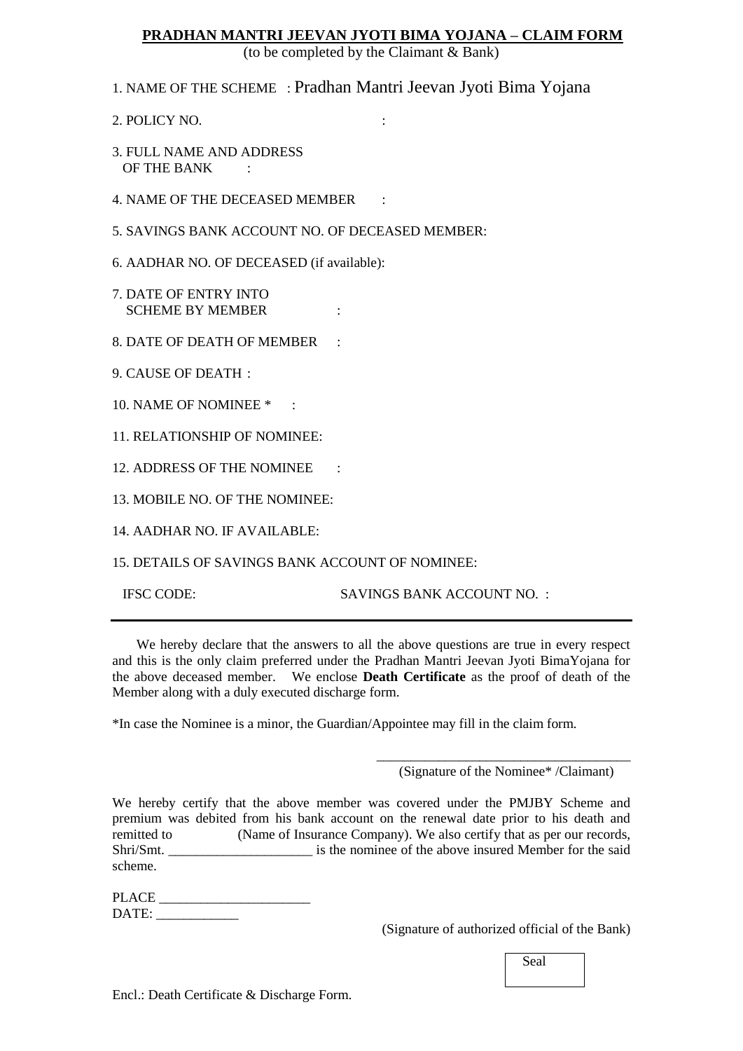# PRADHAN MANTRI JEEVAN JYOTI BIMA YOJANA – CLAIM FORM

(to be completed by the Claimant & Bank)

1. NAME OF THE SCHEME : Pradhan Mantri Jeevan Jyoti Bima Yojana
2. POLICY NO. :
3. FULL NAME AND ADDRESS OF THE BANK :
4. NAME OF THE DECEASED MEMBER :
5. SAVINGS BANK ACCOUNT NO. OF DECEASED MEMBER:
6. AADHAR NO. OF DECEASED (if available):
7. DATE OF ENTRY INTO SCHEME BY MEMBER :
8. DATE OF DEATH OF MEMBER :
9. CAUSE OF DEATH :
10. NAME OF NOMINEE * :
11. RELATIONSHIP OF NOMINEE:
12. ADDRESS OF THE NOMINEE :
13. MOBILE NO. OF THE NOMINEE:
14. AADHAR NO. IF AVAILABLE:
15. DETAILS OF SAVINGS BANK ACCOUNT OF NOMINEE:

IFSC CODE: SAVINGS BANK ACCOUNT NO. :

---

We hereby declare that the answers to all the above questions are true in every respect and this is the only claim preferred under the Pradhan Mantri Jeevan Jyoti BimaYojana for the above deceased member. We enclose **Death Certificate** as the proof of death of the Member along with a duly executed discharge form.

*In case the Nominee is a minor, the Guardian/Appointee may fill in the claim form.

______________________________________
(Signature of the Nominee* /Claimant)

We hereby certify that the above member was covered under the PMJBY Scheme and premium was debited from his bank account on the renewal date prior to his death and remitted to (Name of Insurance Company). We also certify that as per our records, Shri/Smt. _____________________ is the nominee of the above insured Member for the said scheme.

PLACE ______________________
DATE: ____________

(Signature of authorized official of the Bank)

Seal

Encl.: Death Certificate & Discharge Form.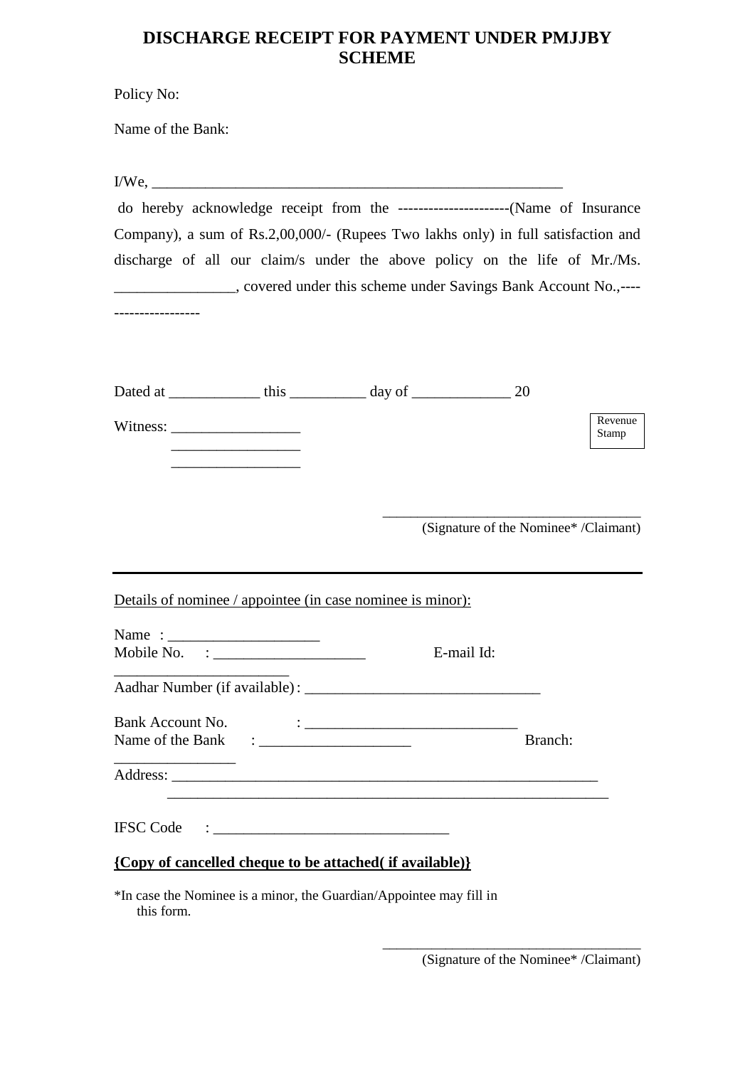# DISCHARGE RECEIPT FOR PAYMENT UNDER PMJJBY SCHEME

Policy No:

Name of the Bank:

I/We, ________________________________________________________

do hereby acknowledge receipt from the ----------------------(Name of Insurance Company), a sum of Rs.2,00,000/- (Rupees Two lakhs only) in full satisfaction and discharge of all our claim/s under the above policy on the life of Mr./Ms. _______________, covered under this scheme under Savings Bank Account No.,---- -----------------

Dated at ____________ this __________ day of _____________ 20

Witness: _________________
_________________
_________________

Revenue Stamp

___________________________________
(Signature of the Nominee* /Claimant)

---

Details of nominee / appointee (in case nominee is minor):

Name : ____________________
Mobile No. : ____________________ E-mail Id: ______________________

Aadhar Number (if available) : _______________________________

Bank Account No. : ____________________________
Name of the Bank : ____________________ Branch: ________________

Address: _________________________________________________________
____________________________________________________________

IFSC Code : _______________________________

**{Copy of cancelled cheque to be attached( if available)}**

*In case the Nominee is a minor, the Guardian/Appointee may fill in this form.

___________________________________
(Signature of the Nominee* /Claimant)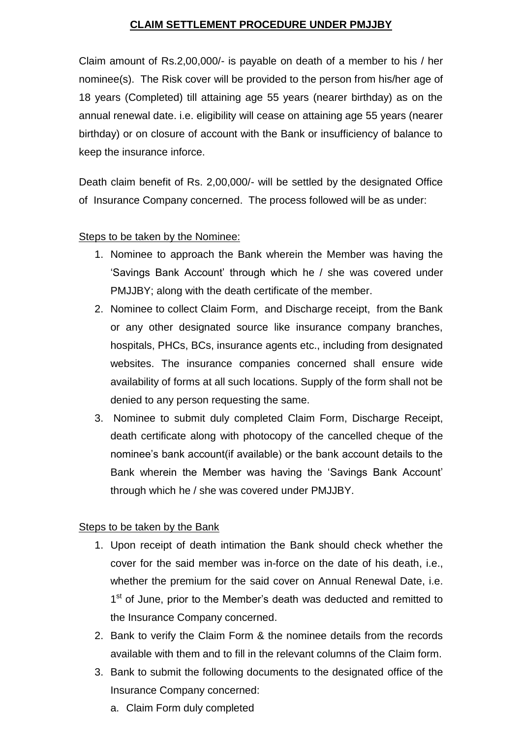## CLAIM SETTLEMENT PROCEDURE UNDER PMJJBY

Claim amount of Rs.2,00,000/- is payable on death of a member to his / her nominee(s). The Risk cover will be provided to the person from his/her age of 18 years (Completed) till attaining age 55 years (nearer birthday) as on the annual renewal date. i.e. eligibility will cease on attaining age 55 years (nearer birthday) or on closure of account with the Bank or insufficiency of balance to keep the insurance inforce.

Death claim benefit of Rs. 2,00,000/- will be settled by the designated Office of Insurance Company concerned. The process followed will be as under:

Steps to be taken by the Nominee:

1. Nominee to approach the Bank wherein the Member was having the 'Savings Bank Account' through which he / she was covered under PMJJBY; along with the death certificate of the member.
2. Nominee to collect Claim Form, and Discharge receipt, from the Bank or any other designated source like insurance company branches, hospitals, PHCs, BCs, insurance agents etc., including from designated websites. The insurance companies concerned shall ensure wide availability of forms at all such locations. Supply of the form shall not be denied to any person requesting the same.
3. Nominee to submit duly completed Claim Form, Discharge Receipt, death certificate along with photocopy of the cancelled cheque of the nominee's bank account(if available) or the bank account details to the Bank wherein the Member was having the 'Savings Bank Account' through which he / she was covered under PMJJBY.

Steps to be taken by the Bank

1. Upon receipt of death intimation the Bank should check whether the cover for the said member was in-force on the date of his death, i.e., whether the premium for the said cover on Annual Renewal Date, i.e. 1st of June, prior to the Member's death was deducted and remitted to the Insurance Company concerned.
2. Bank to verify the Claim Form & the nominee details from the records available with them and to fill in the relevant columns of the Claim form.
3. Bank to submit the following documents to the designated office of the Insurance Company concerned:
   a. Claim Form duly completed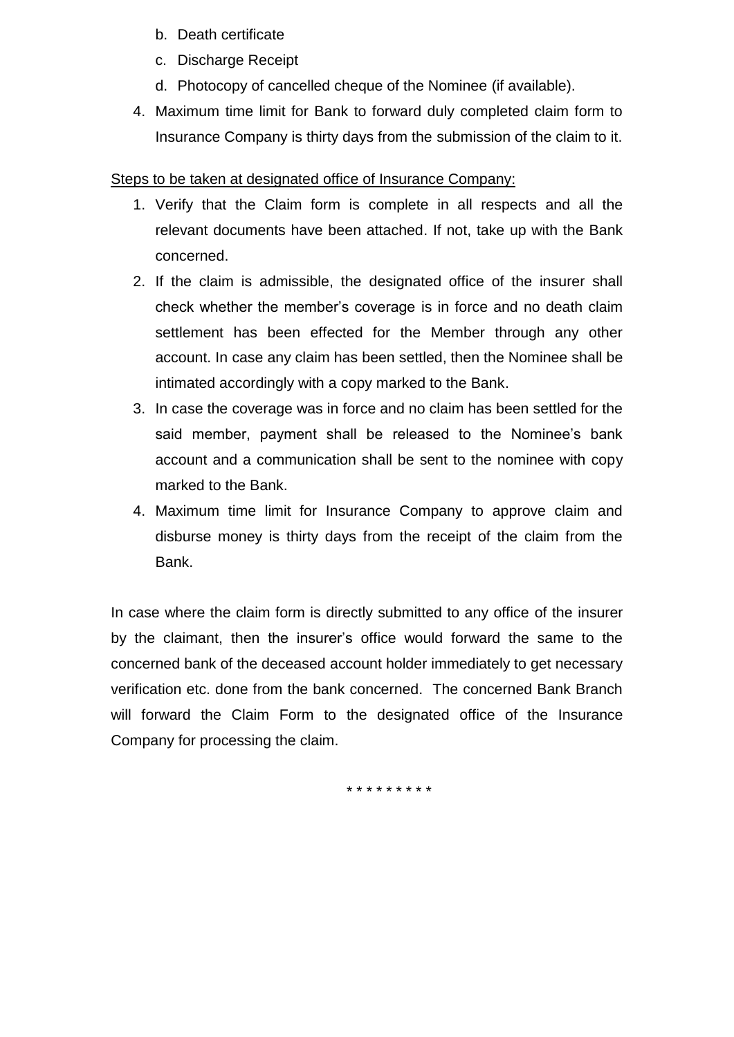b. Death certificate
   c. Discharge Receipt
   d. Photocopy of cancelled cheque of the Nominee (if available).

4. Maximum time limit for Bank to forward duly completed claim form to Insurance Company is thirty days from the submission of the claim to it.

<u>Steps to be taken at designated office of Insurance Company:</u>

1. Verify that the Claim form is complete in all respects and all the relevant documents have been attached. If not, take up with the Bank concerned.
2. If the claim is admissible, the designated office of the insurer shall check whether the member's coverage is in force and no death claim settlement has been effected for the Member through any other account. In case any claim has been settled, then the Nominee shall be intimated accordingly with a copy marked to the Bank.
3. In case the coverage was in force and no claim has been settled for the said member, payment shall be released to the Nominee's bank account and a communication shall be sent to the nominee with copy marked to the Bank.
4. Maximum time limit for Insurance Company to approve claim and disburse money is thirty days from the receipt of the claim from the Bank.

In case where the claim form is directly submitted to any office of the insurer by the claimant, then the insurer's office would forward the same to the concerned bank of the deceased account holder immediately to get necessary verification etc. done from the bank concerned. The concerned Bank Branch will forward the Claim Form to the designated office of the Insurance Company for processing the claim.

* * * * * * * * *